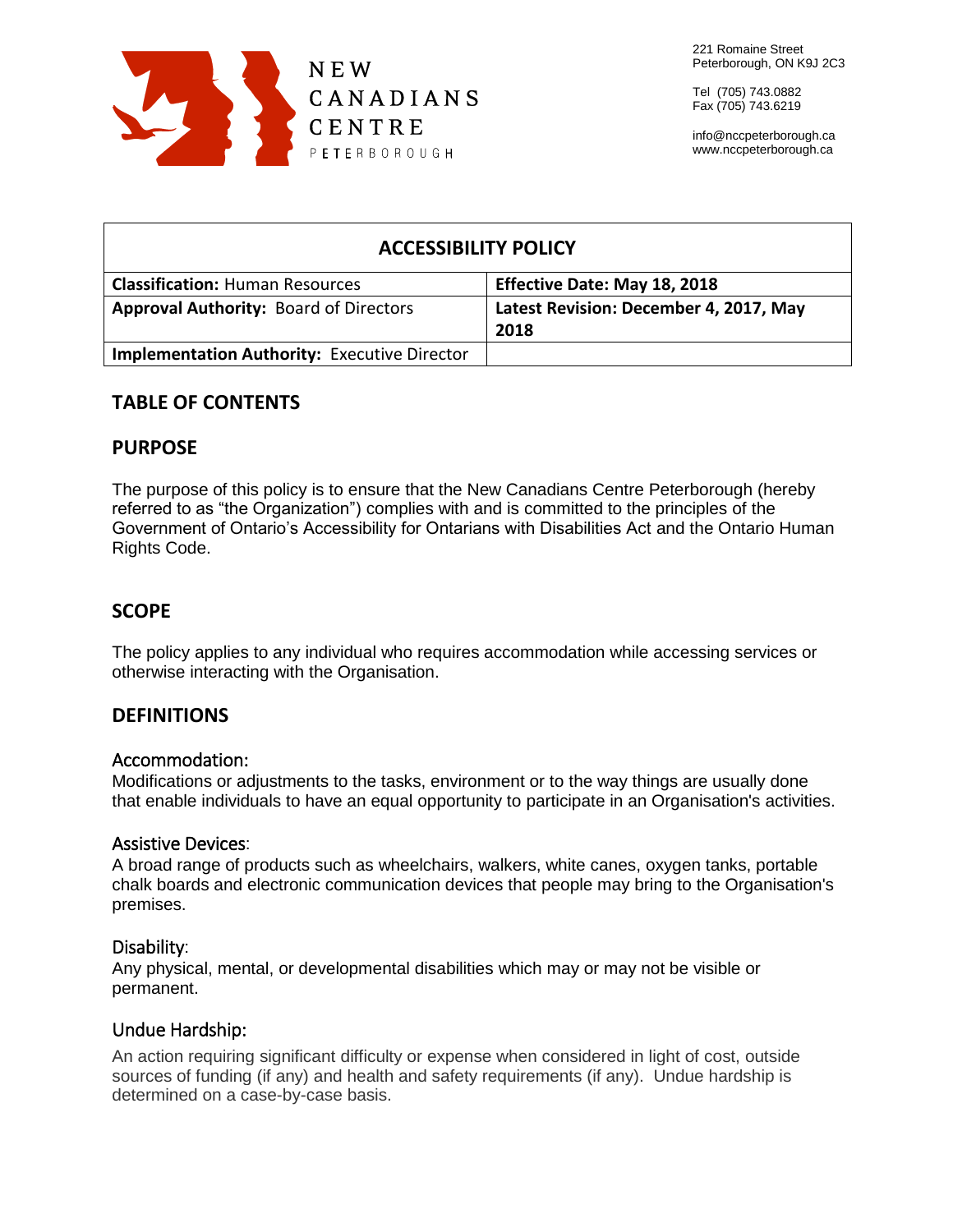NEW CANADIANS CENTRE PETERBOROUGH

221 Romaine Street
Peterborough, ON K9J 2C3

Tel (705) 743.0882
Fax (705) 743.6219

info@nccpeterborough.ca
www.nccpeterborough.ca

| ACCESSIBILITY POLICY | |
|---|---|
| **Classification:** Human Resources | **Effective Date: May 18, 2018** |
| **Approval Authority:** Board of Directors | **Latest Revision: December 4, 2017, May 2018** |
| **Implementation Authority:** Executive Director | |

## TABLE OF CONTENTS

## PURPOSE

The purpose of this policy is to ensure that the New Canadians Centre Peterborough (hereby referred to as "the Organization") complies with and is committed to the principles of the Government of Ontario's Accessibility for Ontarians with Disabilities Act and the Ontario Human Rights Code.

## SCOPE

The policy applies to any individual who requires accommodation while accessing services or otherwise interacting with the Organisation.

## DEFINITIONS

### Accommodation:

Modifications or adjustments to the tasks, environment or to the way things are usually done that enable individuals to have an equal opportunity to participate in an Organisation's activities.

### Assistive Devices:

A broad range of products such as wheelchairs, walkers, white canes, oxygen tanks, portable chalk boards and electronic communication devices that people may bring to the Organisation's premises.

### Disability:

Any physical, mental, or developmental disabilities which may or may not be visible or permanent.

### Undue Hardship:

An action requiring significant difficulty or expense when considered in light of cost, outside sources of funding (if any) and health and safety requirements (if any). Undue hardship is determined on a case-by-case basis.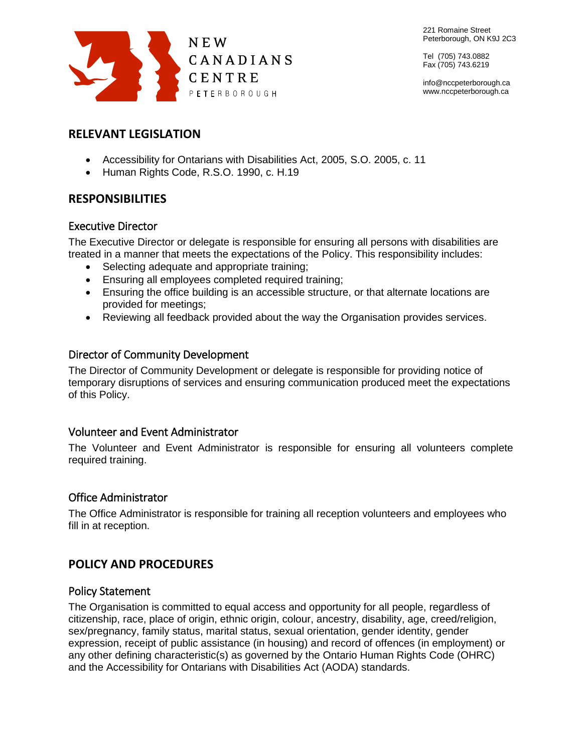## RELEVANT LEGISLATION

- Accessibility for Ontarians with Disabilities Act, 2005, S.O. 2005, c. 11
- Human Rights Code, R.S.O. 1990, c. H.19

## RESPONSIBILITIES

### Executive Director

The Executive Director or delegate is responsible for ensuring all persons with disabilities are treated in a manner that meets the expectations of the Policy. This responsibility includes:

- Selecting adequate and appropriate training;
- Ensuring all employees completed required training;
- Ensuring the office building is an accessible structure, or that alternate locations are provided for meetings;
- Reviewing all feedback provided about the way the Organisation provides services.

### Director of Community Development

The Director of Community Development or delegate is responsible for providing notice of temporary disruptions of services and ensuring communication produced meet the expectations of this Policy.

### Volunteer and Event Administrator

The Volunteer and Event Administrator is responsible for ensuring all volunteers complete required training.

### Office Administrator

The Office Administrator is responsible for training all reception volunteers and employees who fill in at reception.

## POLICY AND PROCEDURES

### Policy Statement

The Organisation is committed to equal access and opportunity for all people, regardless of citizenship, race, place of origin, ethnic origin, colour, ancestry, disability, age, creed/religion, sex/pregnancy, family status, marital status, sexual orientation, gender identity, gender expression, receipt of public assistance (in housing) and record of offences (in employment) or any other defining characteristic(s) as governed by the Ontario Human Rights Code (OHRC) and the Accessibility for Ontarians with Disabilities Act (AODA) standards.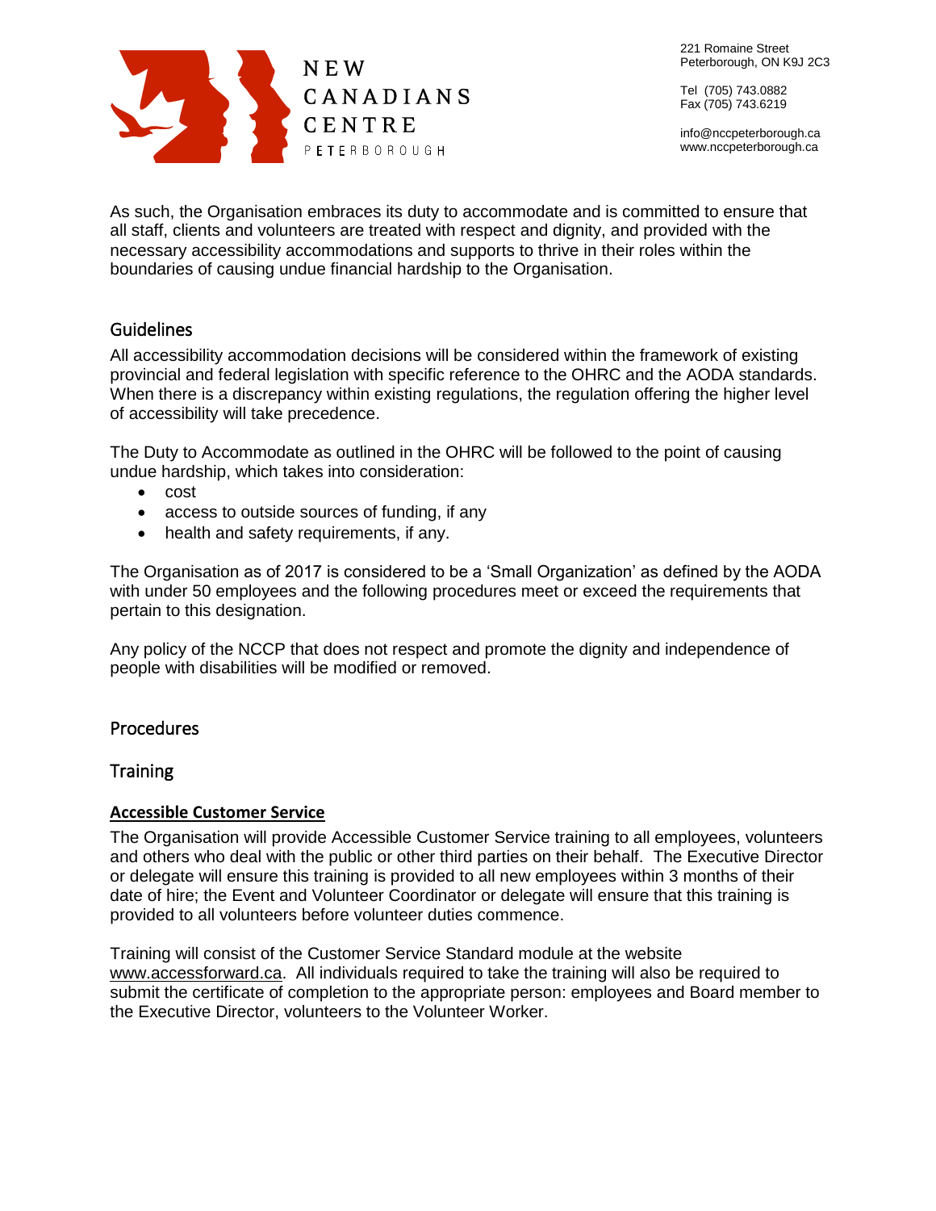As such, the Organisation embraces its duty to accommodate and is committed to ensure that all staff, clients and volunteers are treated with respect and dignity, and provided with the necessary accessibility accommodations and supports to thrive in their roles within the boundaries of causing undue financial hardship to the Organisation.

## Guidelines

All accessibility accommodation decisions will be considered within the framework of existing provincial and federal legislation with specific reference to the OHRC and the AODA standards. When there is a discrepancy within existing regulations, the regulation offering the higher level of accessibility will take precedence.

The Duty to Accommodate as outlined in the OHRC will be followed to the point of causing undue hardship, which takes into consideration:

- cost
- access to outside sources of funding, if any
- health and safety requirements, if any.

The Organisation as of 2017 is considered to be a 'Small Organization' as defined by the AODA with under 50 employees and the following procedures meet or exceed the requirements that pertain to this designation.

Any policy of the NCCP that does not respect and promote the dignity and independence of people with disabilities will be modified or removed.

## Procedures

## Training

### **Accessible Customer Service**

The Organisation will provide Accessible Customer Service training to all employees, volunteers and others who deal with the public or other third parties on their behalf. The Executive Director or delegate will ensure this training is provided to all new employees within 3 months of their date of hire; the Event and Volunteer Coordinator or delegate will ensure that this training is provided to all volunteers before volunteer duties commence.

Training will consist of the Customer Service Standard module at the website www.accessforward.ca. All individuals required to take the training will also be required to submit the certificate of completion to the appropriate person: employees and Board member to the Executive Director, volunteers to the Volunteer Worker.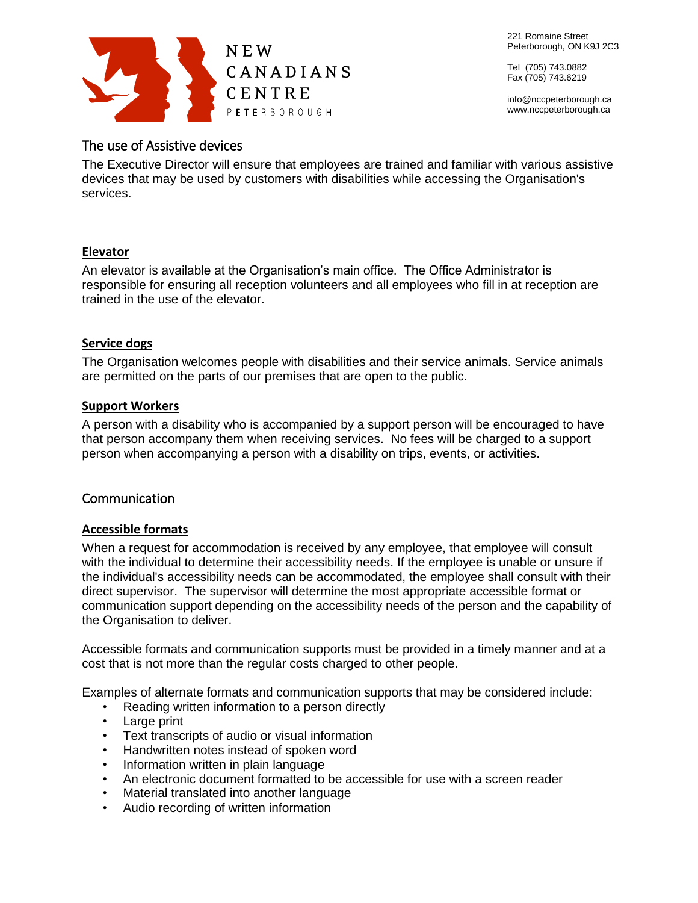## The use of Assistive devices

The Executive Director will ensure that employees are trained and familiar with various assistive devices that may be used by customers with disabilities while accessing the Organisation's services.

### Elevator

An elevator is available at the Organisation's main office. The Office Administrator is responsible for ensuring all reception volunteers and all employees who fill in at reception are trained in the use of the elevator.

### Service dogs

The Organisation welcomes people with disabilities and their service animals. Service animals are permitted on the parts of our premises that are open to the public.

### Support Workers

A person with a disability who is accompanied by a support person will be encouraged to have that person accompany them when receiving services. No fees will be charged to a support person when accompanying a person with a disability on trips, events, or activities.

## Communication

### Accessible formats

When a request for accommodation is received by any employee, that employee will consult with the individual to determine their accessibility needs. If the employee is unable or unsure if the individual's accessibility needs can be accommodated, the employee shall consult with their direct supervisor. The supervisor will determine the most appropriate accessible format or communication support depending on the accessibility needs of the person and the capability of the Organisation to deliver.

Accessible formats and communication supports must be provided in a timely manner and at a cost that is not more than the regular costs charged to other people.

Examples of alternate formats and communication supports that may be considered include:

- Reading written information to a person directly
- Large print
- Text transcripts of audio or visual information
- Handwritten notes instead of spoken word
- Information written in plain language
- An electronic document formatted to be accessible for use with a screen reader
- Material translated into another language
- Audio recording of written information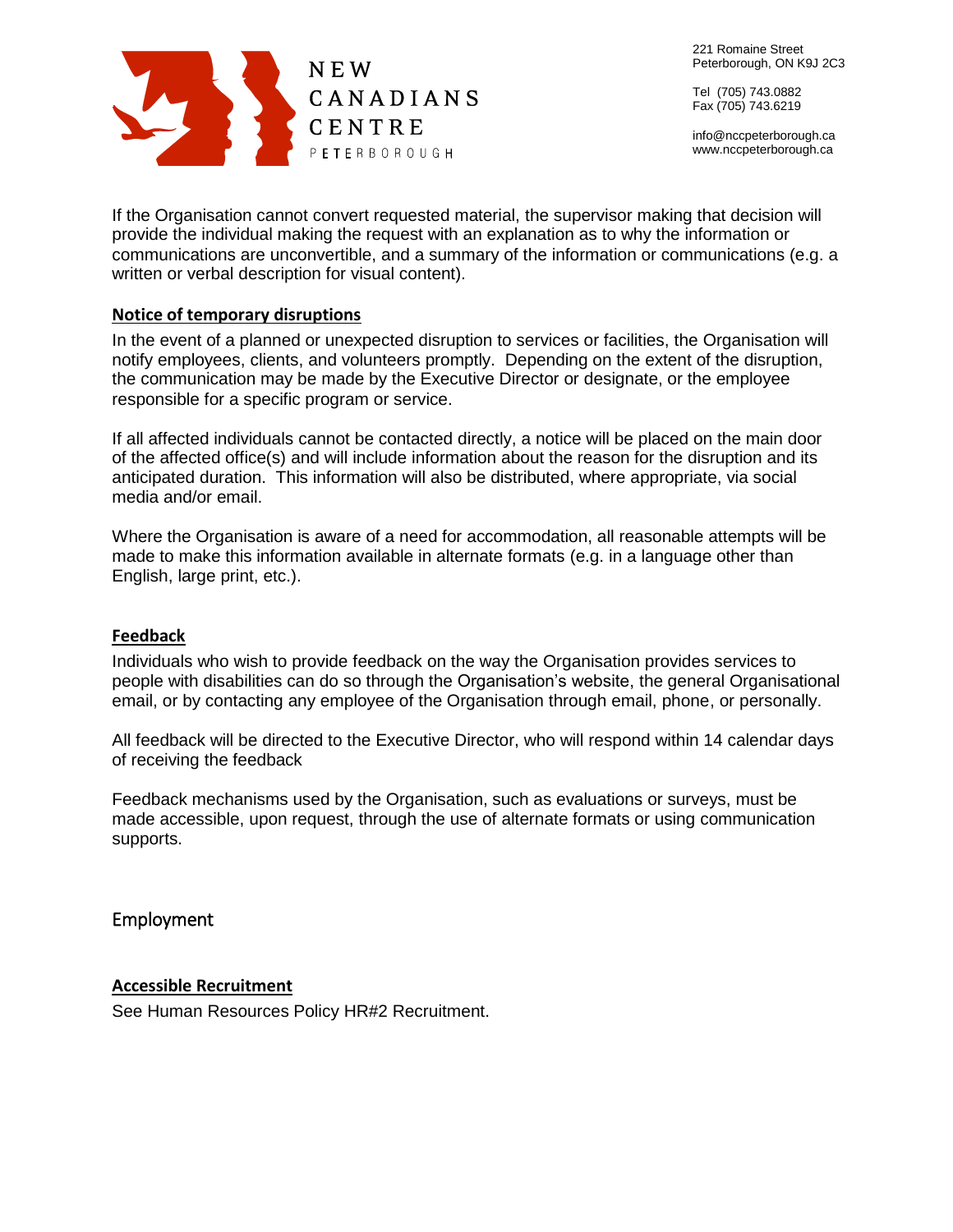If the Organisation cannot convert requested material, the supervisor making that decision will provide the individual making the request with an explanation as to why the information or communications are unconvertible, and a summary of the information or communications (e.g. a written or verbal description for visual content).

**Notice of temporary disruptions**

In the event of a planned or unexpected disruption to services or facilities, the Organisation will notify employees, clients, and volunteers promptly. Depending on the extent of the disruption, the communication may be made by the Executive Director or designate, or the employee responsible for a specific program or service.

If all affected individuals cannot be contacted directly, a notice will be placed on the main door of the affected office(s) and will include information about the reason for the disruption and its anticipated duration. This information will also be distributed, where appropriate, via social media and/or email.

Where the Organisation is aware of a need for accommodation, all reasonable attempts will be made to make this information available in alternate formats (e.g. in a language other than English, large print, etc.).

**Feedback**

Individuals who wish to provide feedback on the way the Organisation provides services to people with disabilities can do so through the Organisation's website, the general Organisational email, or by contacting any employee of the Organisation through email, phone, or personally.

All feedback will be directed to the Executive Director, who will respond within 14 calendar days of receiving the feedback

Feedback mechanisms used by the Organisation, such as evaluations or surveys, must be made accessible, upon request, through the use of alternate formats or using communication supports.

## Employment

**Accessible Recruitment**

See Human Resources Policy HR#2 Recruitment.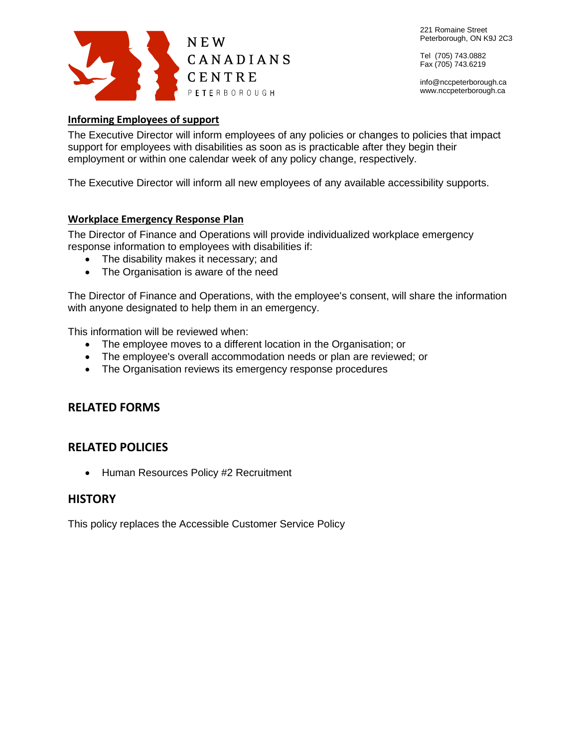#### Informing Employees of support

The Executive Director will inform employees of any policies or changes to policies that impact support for employees with disabilities as soon as is practicable after they begin their employment or within one calendar week of any policy change, respectively.

The Executive Director will inform all new employees of any available accessibility supports.

#### Workplace Emergency Response Plan

The Director of Finance and Operations will provide individualized workplace emergency response information to employees with disabilities if:

- The disability makes it necessary; and
- The Organisation is aware of the need

The Director of Finance and Operations, with the employee's consent, will share the information with anyone designated to help them in an emergency.

This information will be reviewed when:

- The employee moves to a different location in the Organisation; or
- The employee's overall accommodation needs or plan are reviewed; or
- The Organisation reviews its emergency response procedures

## RELATED FORMS

## RELATED POLICIES

- Human Resources Policy #2 Recruitment

## HISTORY

This policy replaces the Accessible Customer Service Policy